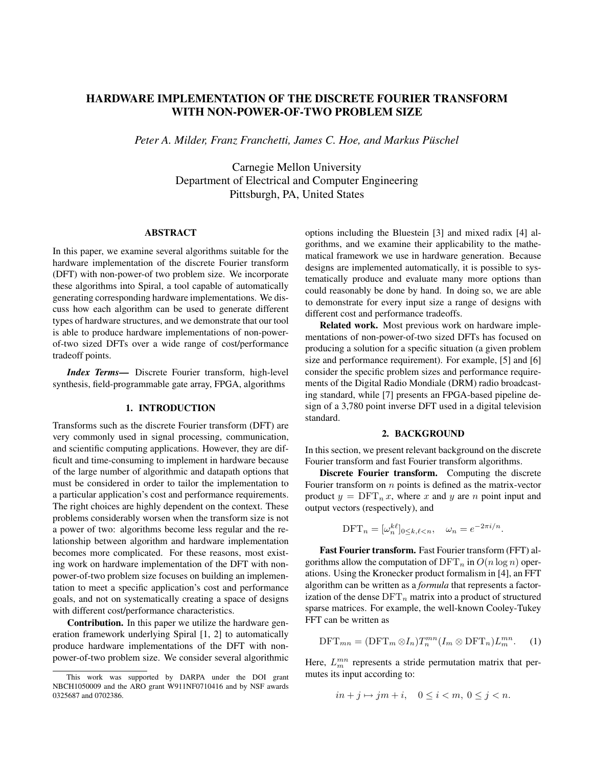# HARDWARE IMPLEMENTATION OF THE DISCRETE FOURIER TRANSFORM WITH NON-POWER-OF-TWO PROBLEM SIZE

*Peter A. Milder, Franz Franchetti, James C. Hoe, and Markus Püschel*

Carnegie Mellon University
Department of Electrical and Computer Engineering
Pittsburgh, PA, United States

## ABSTRACT

In this paper, we examine several algorithms suitable for the hardware implementation of the discrete Fourier transform (DFT) with non-power-of two problem size. We incorporate these algorithms into Spiral, a tool capable of automatically generating corresponding hardware implementations. We discuss how each algorithm can be used to generate different types of hardware structures, and we demonstrate that our tool is able to produce hardware implementations of non-power-of-two sized DFTs over a wide range of cost/performance tradeoff points.

***Index Terms*—** Discrete Fourier transform, high-level synthesis, field-programmable gate array, FPGA, algorithms

## 1. INTRODUCTION

Transforms such as the discrete Fourier transform (DFT) are very commonly used in signal processing, communication, and scientific computing applications. However, they are difficult and time-consuming to implement in hardware because of the large number of algorithmic and datapath options that must be considered in order to tailor the implementation to a particular application's cost and performance requirements. The right choices are highly dependent on the context. These problems considerably worsen when the transform size is not a power of two: algorithms become less regular and the relationship between algorithm and hardware implementation becomes more complicated. For these reasons, most existing work on hardware implementation of the DFT with non-power-of-two problem size focuses on building an implementation to meet a specific application's cost and performance goals, and not on systematically creating a space of designs with different cost/performance characteristics.

**Contribution.** In this paper we utilize the hardware generation framework underlying Spiral [1, 2] to automatically produce hardware implementations of the DFT with non-power-of-two problem size. We consider several algorithmic options including the Bluestein [3] and mixed radix [4] algorithms, and we examine their applicability to the mathematical framework we use in hardware generation. Because designs are implemented automatically, it is possible to systematically produce and evaluate many more options than could reasonably be done by hand. In doing so, we are able to demonstrate for every input size a range of designs with different cost and performance tradeoffs.

**Related work.** Most previous work on hardware implementations of non-power-of-two sized DFTs has focused on producing a solution for a specific situation (a given problem size and performance requirement). For example, [5] and [6] consider the specific problem sizes and performance requirements of the Digital Radio Mondiale (DRM) radio broadcasting standard, while [7] presents an FPGA-based pipeline design of a 3,780 point inverse DFT used in a digital television standard.

## 2. BACKGROUND

In this section, we present relevant background on the discrete Fourier transform and fast Fourier transform algorithms.

**Discrete Fourier transform.** Computing the discrete Fourier transform on $n$ points is defined as the matrix-vector product $y = \mathrm{DFT}_n\, x$, where $x$ and $y$ are $n$ point input and output vectors (respectively), and

$$\mathrm{DFT}_n = [\omega_n^{k\ell}]_{0 \le k,\ell < n}, \quad \omega_n = e^{-2\pi i/n}.$$

**Fast Fourier transform.** Fast Fourier transform (FFT) algorithms allow the computation of $\mathrm{DFT}_n$ in $O(n \log n)$ operations. Using the Kronecker product formalism in [4], an FFT algorithm can be written as a *formula* that represents a factorization of the dense $\mathrm{DFT}_n$ matrix into a product of structured sparse matrices. For example, the well-known Cooley-Tukey FFT can be written as

$$\mathrm{DFT}_{mn} = (\mathrm{DFT}_m \otimes I_n) T_n^{mn} (I_m \otimes \mathrm{DFT}_n) L_m^{mn}. \quad (1)$$

Here, $L_m^{mn}$ represents a stride permutation matrix that permutes its input according to:

$$in + j \mapsto jm + i, \quad 0 \le i < m,\ 0 \le j < n.$$

This work was supported by DARPA under the DOI grant NBCH1050009 and the ARO grant W911NF0710416 and by NSF awards 0325687 and 0702386.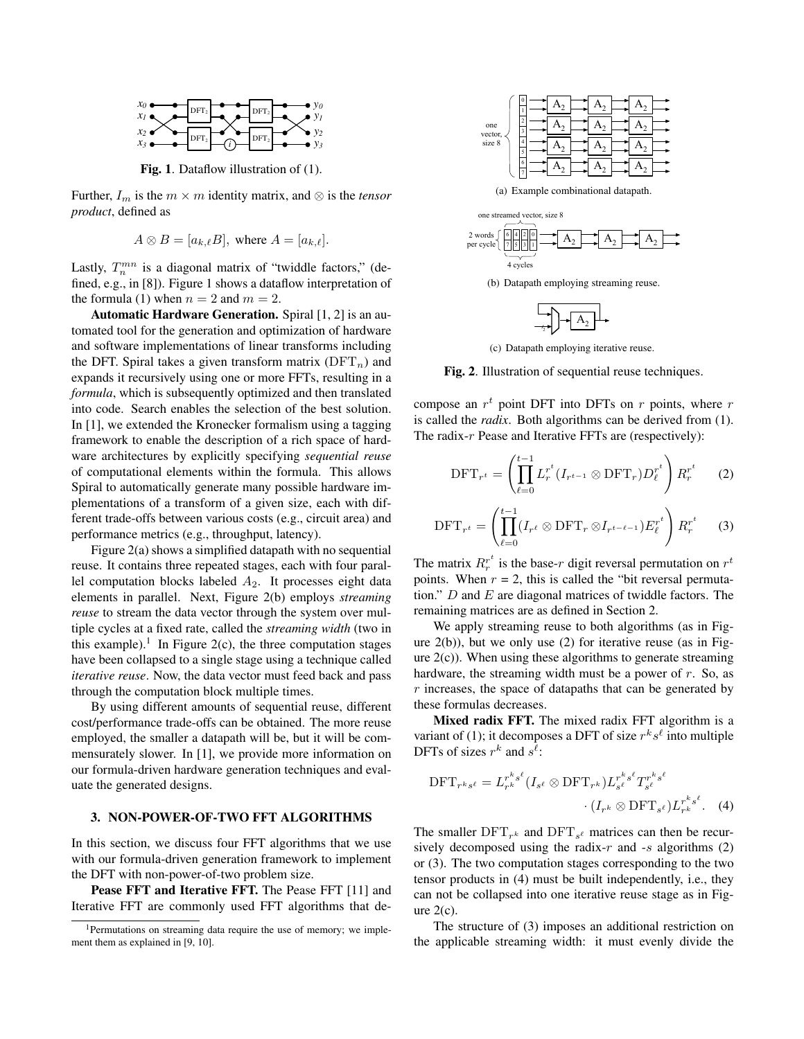Fig. 1. Dataflow illustration of (1).

Further, $I_m$ is the $m \times m$ identity matrix, and $\otimes$ is the *tensor product*, defined as

$$A \otimes B = [a_{k,\ell}B], \text{ where } A = [a_{k,\ell}].$$

Lastly, $T_n^{mn}$ is a diagonal matrix of "twiddle factors," (defined, e.g., in [8]). Figure 1 shows a dataflow interpretation of the formula (1) when $n = 2$ and $m = 2$.

**Automatic Hardware Generation.** Spiral [1, 2] is an automated tool for the generation and optimization of hardware and software implementations of linear transforms including the DFT. Spiral takes a given transform matrix ($\mathrm{DFT}_n$) and expands it recursively using one or more FFTs, resulting in a *formula*, which is subsequently optimized and then translated into code. Search enables the selection of the best solution. In [1], we extended the Kronecker formalism using a tagging framework to enable the description of a rich space of hardware architectures by explicitly specifying *sequential reuse* of computational elements within the formula. This allows Spiral to automatically generate many possible hardware implementations of a transform of a given size, each with different trade-offs between various costs (e.g., circuit area) and performance metrics (e.g., throughput, latency).

Figure 2(a) shows a simplified datapath with no sequential reuse. It contains three repeated stages, each with four parallel computation blocks labeled $A_2$. It processes eight data elements in parallel. Next, Figure 2(b) employs *streaming reuse* to stream the data vector through the system over multiple cycles at a fixed rate, called the *streaming width* (two in this example).[1] In Figure 2(c), the three computation stages have been collapsed to a single stage using a technique called *iterative reuse*. Now, the data vector must feed back and pass through the computation block multiple times.

By using different amounts of sequential reuse, different cost/performance trade-offs can be obtained. The more reuse employed, the smaller a datapath will be, but it will be commensurately slower. In [1], we provide more information on our formula-driven hardware generation techniques and evaluate the generated designs.

(a) Example combinational datapath.

(b) Datapath employing streaming reuse.

(c) Datapath employing iterative reuse.

**Fig. 2**. Illustration of sequential reuse techniques.

## 3. NON-POWER-OF-TWO FFT ALGORITHMS

In this section, we discuss four FFT algorithms that we use with our formula-driven generation framework to implement the DFT with non-power-of-two problem size.

**Pease FFT and Iterative FFT.** The Pease FFT [11] and Iterative FFT are commonly used FFT algorithms that decompose an $r^t$ point DFT into DFTs on $r$ points, where $r$ is called the *radix*. Both algorithms can be derived from (1). The radix-$r$ Pease and Iterative FFTs are (respectively):

$$\mathrm{DFT}_{r^t} = \left( \prod_{\ell=0}^{t-1} L_r^{r^t} (I_{r^{t-1}} \otimes \mathrm{DFT}_r) D_\ell^{r^t} \right) R_r^{r^t} \quad (2)$$

$$\mathrm{DFT}_{r^t} = \left( \prod_{\ell=0}^{t-1} (I_{r^\ell} \otimes \mathrm{DFT}_r \otimes I_{r^{t-\ell-1}}) E_\ell^{r^t} \right) R_r^{r^t} \quad (3)$$

The matrix $R_r^{r^t}$ is the base-$r$ digit reversal permutation on $r^t$ points. When $r$ = 2, this is called the "bit reversal permutation." $D$ and $E$ are diagonal matrices of twiddle factors. The remaining matrices are as defined in Section 2.

We apply streaming reuse to both algorithms (as in Figure 2(b)), but we only use (2) for iterative reuse (as in Figure 2(c)). When using these algorithms to generate streaming hardware, the streaming width must be a power of $r$. So, as $r$ increases, the space of datapaths that can be generated by these formulas decreases.

**Mixed radix FFT.** The mixed radix FFT algorithm is a variant of (1); it decomposes a DFT of size $r^k s^\ell$ into multiple DFTs of sizes $r^k$ and $s^\ell$:

$$\mathrm{DFT}_{r^k s^\ell} = L_{r^k}^{r^k s^\ell} (I_{s^\ell} \otimes \mathrm{DFT}_{r^k}) L_{s^\ell}^{r^k s^\ell} T_{s^\ell}^{r^k s^\ell} \cdot (I_{r^k} \otimes \mathrm{DFT}_{s^\ell}) L_{r^k}^{r^k s^\ell}. \quad (4)$$

The smaller $\mathrm{DFT}_{r^k}$ and $\mathrm{DFT}_{s^\ell}$ matrices can then be recursively decomposed using the radix-$r$ and -$s$ algorithms (2) or (3). The two computation stages corresponding to the two tensor products in (4) must be built independently, i.e., they can not be collapsed into one iterative reuse stage as in Figure 2(c).

The structure of (3) imposes an additional restriction on the applicable streaming width: it must evenly divide the

[1] Permutations on streaming data require the use of memory; we implement them as explained in [9, 10].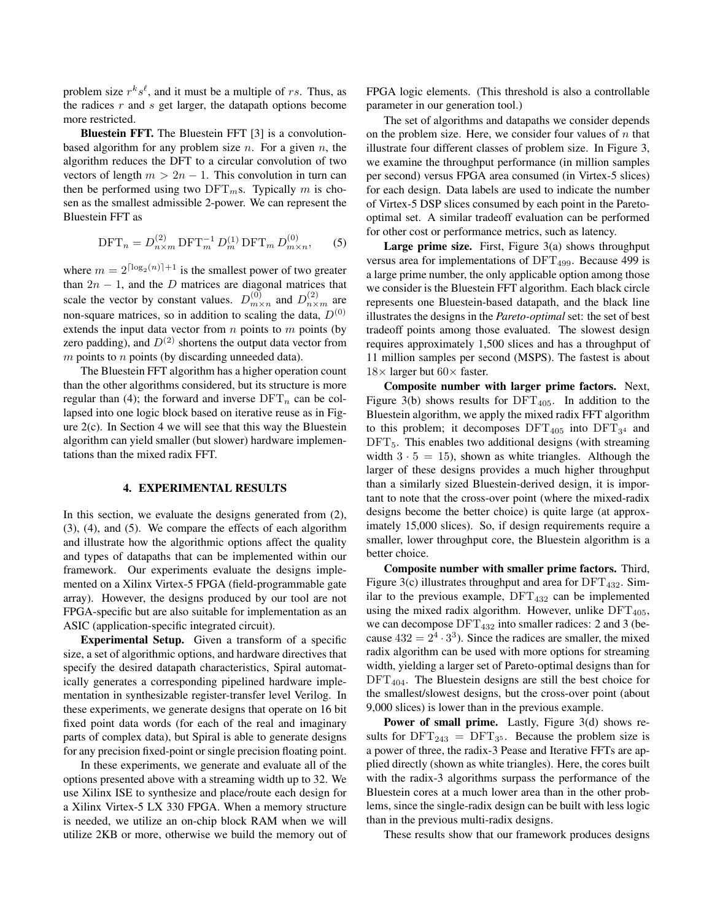problem size $r^k s^\ell$, and it must be a multiple of $rs$. Thus, as the radices $r$ and $s$ get larger, the datapath options become more restricted.

**Bluestein FFT.** The Bluestein FFT [3] is a convolution-based algorithm for any problem size $n$. For a given $n$, the algorithm reduces the DFT to a circular convolution of two vectors of length $m > 2n-1$. This convolution in turn can then be performed using two $\mathrm{DFT}_m$s. Typically $m$ is chosen as the smallest admissible 2-power. We can represent the Bluestein FFT as

$$\mathrm{DFT}_n = D^{(2)}_{n\times m}\,\mathrm{DFT}^{-1}_m\,D^{(1)}_m\,\mathrm{DFT}_m\,D^{(0)}_{m\times n}, \qquad (5)$$

where $m = 2^{\lceil \log_2(n)\rceil+1}$ is the smallest power of two greater than $2n-1$, and the $D$ matrices are diagonal matrices that scale the vector by constant values. $D^{(0)}_{m\times n}$ and $D^{(2)}_{n\times m}$ are non-square matrices, so in addition to scaling the data, $D^{(0)}$ extends the input data vector from $n$ points to $m$ points (by zero padding), and $D^{(2)}$ shortens the output data vector from $m$ points to $n$ points (by discarding unneeded data).

The Bluestein FFT algorithm has a higher operation count than the other algorithms considered, but its structure is more regular than (4); the forward and inverse $\mathrm{DFT}_n$ can be collapsed into one logic block based on iterative reuse as in Figure 2(c). In Section 4 we will see that this way the Bluestein algorithm can yield smaller (but slower) hardware implementations than the mixed radix FFT.

## 4. EXPERIMENTAL RESULTS

In this section, we evaluate the designs generated from (2), (3), (4), and (5). We compare the effects of each algorithm and illustrate how the algorithmic options affect the quality and types of datapaths that can be implemented within our framework. Our experiments evaluate the designs implemented on a Xilinx Virtex-5 FPGA (field-programmable gate array). However, the designs produced by our tool are not FPGA-specific but are also suitable for implementation as an ASIC (application-specific integrated circuit).

**Experimental Setup.** Given a transform of a specific size, a set of algorithmic options, and hardware directives that specify the desired datapath characteristics, Spiral automatically generates a corresponding pipelined hardware implementation in synthesizable register-transfer level Verilog. In these experiments, we generate designs that operate on 16 bit fixed point data words (for each of the real and imaginary parts of complex data), but Spiral is able to generate designs for any precision fixed-point or single precision floating point.

In these experiments, we generate and evaluate all of the options presented above with a streaming width up to 32. We use Xilinx ISE to synthesize and place/route each design for a Xilinx Virtex-5 LX 330 FPGA. When a memory structure is needed, we utilize an on-chip block RAM when we will utilize 2KB or more, otherwise we build the memory out of FPGA logic elements. (This threshold is also a controllable parameter in our generation tool.)

The set of algorithms and datapaths we consider depends on the problem size. Here, we consider four values of $n$ that illustrate four different classes of problem size. In Figure 3, we examine the throughput performance (in million samples per second) versus FPGA area consumed (in Virtex-5 slices) for each design. Data labels are used to indicate the number of Virtex-5 DSP slices consumed by each point in the Pareto-optimal set. A similar tradeoff evaluation can be performed for other cost or performance metrics, such as latency.

**Large prime size.** First, Figure 3(a) shows throughput versus area for implementations of $\mathrm{DFT}_{499}$. Because 499 is a large prime number, the only applicable option among those we consider is the Bluestein FFT algorithm. Each black circle represents one Bluestein-based datapath, and the black line illustrates the designs in the *Pareto-optimal* set: the set of best tradeoff points among those evaluated. The slowest design requires approximately 1,500 slices and has a throughput of 11 million samples per second (MSPS). The fastest is about 18× larger but 60× faster.

**Composite number with larger prime factors.** Next, Figure 3(b) shows results for $\mathrm{DFT}_{405}$. In addition to the Bluestein algorithm, we apply the mixed radix FFT algorithm to this problem; it decomposes $\mathrm{DFT}_{405}$ into $\mathrm{DFT}_{3^4}$ and $\mathrm{DFT}_5$. This enables two additional designs (with streaming width $3\cdot 5 = 15$), shown as white triangles. Although the larger of these designs provides a much higher throughput than a similarly sized Bluestein-derived design, it is important to note that the cross-over point (where the mixed-radix designs become the better choice) is quite large (at approximately 15,000 slices). So, if design requirements require a smaller, lower throughput core, the Bluestein algorithm is a better choice.

**Composite number with smaller prime factors.** Third, Figure 3(c) illustrates throughput and area for $\mathrm{DFT}_{432}$. Similar to the previous example, $\mathrm{DFT}_{432}$ can be implemented using the mixed radix algorithm. However, unlike $\mathrm{DFT}_{405}$, we can decompose $\mathrm{DFT}_{432}$ into smaller radices: 2 and 3 (because $432 = 2^4\cdot 3^3$). Since the radices are smaller, the mixed radix algorithm can be used with more options for streaming width, yielding a larger set of Pareto-optimal designs than for $\mathrm{DFT}_{404}$. The Bluestein designs are still the best choice for the smallest/slowest designs, but the cross-over point (about 9,000 slices) is lower than in the previous example.

**Power of small prime.** Lastly, Figure 3(d) shows results for $\mathrm{DFT}_{243} = \mathrm{DFT}_{3^5}$. Because the problem size is a power of three, the radix-3 Pease and Iterative FFTs are applied directly (shown as white triangles). Here, the cores built with the radix-3 algorithms surpass the performance of the Bluestein cores at a much lower area than in the other problems, since the single-radix design can be built with less logic than in the previous multi-radix designs.

These results show that our framework produces designs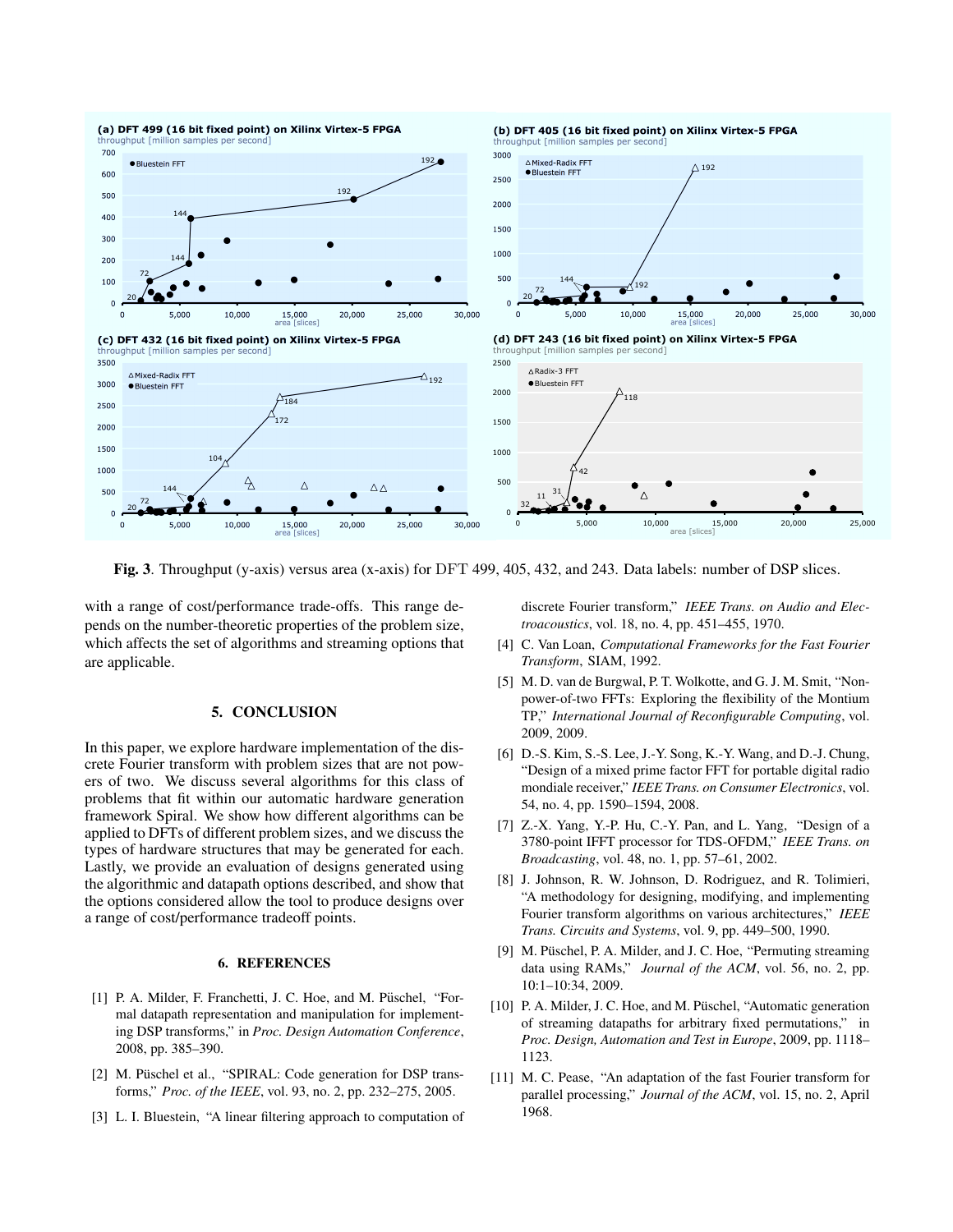(a) DFT 499 (16 bit fixed point) on Xilinx Virtex-5 FPGA
throughput [million samples per second]
Bluestein FFT
700
600
500
400
300
200
100
0
0
5,000
10,000
15,000
20,000
25,000
30,000
area [slices]
20
72
144
144
192
192

(b) DFT 405 (16 bit fixed point) on Xilinx Virtex-5 FPGA
throughput [million samples per second]
Mixed-Radix FFT
Bluestein FFT
3000
2500
2000
1500
1000
500
0
0
5,000
10,000
15,000
20,000
25,000
30,000
area [slices]
20
72
144
192
192

(c) DFT 432 (16 bit fixed point) on Xilinx Virtex-5 FPGA
throughput [million samples per second]
Mixed-Radix FFT
Bluestein FFT
3500
3000
2500
2000
1500
1000
500
0
0
5,000
10,000
15,000
20,000
25,000
30,000
area [slices]
20
72
144
104
172
184
192

(d) DFT 243 (16 bit fixed point) on Xilinx Virtex-5 FPGA
throughput [million samples per second]
Radix-3 FFT
Bluestein FFT
2500
2000
1500
1000
500
0
0
5,000
10,000
15,000
20,000
25,000
area [slices]
32
11
31
42
118

**Fig. 3**. Throughput (y-axis) versus area (x-axis) for DFT 499, 405, 432, and 243. Data labels: number of DSP slices.

with a range of cost/performance trade-offs. This range depends on the number-theoretic properties of the problem size, which affects the set of algorithms and streaming options that are applicable.

## 5. CONCLUSION

In this paper, we explore hardware implementation of the discrete Fourier transform with problem sizes that are not powers of two. We discuss several algorithms for this class of problems that fit within our automatic hardware generation framework Spiral. We show how different algorithms can be applied to DFTs of different problem sizes, and we discuss the types of hardware structures that may be generated for each. Lastly, we provide an evaluation of designs generated using the algorithmic and datapath options described, and show that the options considered allow the tool to produce designs over a range of cost/performance tradeoff points.

## 6. REFERENCES

[1] P. A. Milder, F. Franchetti, J. C. Hoe, and M. Püschel, "Formal datapath representation and manipulation for implementing DSP transforms," in *Proc. Design Automation Conference*, 2008, pp. 385–390.

[2] M. Püschel et al., "SPIRAL: Code generation for DSP transforms," *Proc. of the IEEE*, vol. 93, no. 2, pp. 232–275, 2005.

[3] L. I. Bluestein, "A linear filtering approach to computation of discrete Fourier transform," *IEEE Trans. on Audio and Electroacoustics*, vol. 18, no. 4, pp. 451–455, 1970.

[4] C. Van Loan, *Computational Frameworks for the Fast Fourier Transform*, SIAM, 1992.

[5] M. D. van de Burgwal, P. T. Wolkotte, and G. J. M. Smit, "Non-power-of-two FFTs: Exploring the flexibility of the Montium TP," *International Journal of Reconfigurable Computing*, vol. 2009, 2009.

[6] D.-S. Kim, S.-S. Lee, J.-Y. Song, K.-Y. Wang, and D.-J. Chung, "Design of a mixed prime factor FFT for portable digital radio mondiale receiver," *IEEE Trans. on Consumer Electronics*, vol. 54, no. 4, pp. 1590–1594, 2008.

[7] Z.-X. Yang, Y.-P. Hu, C.-Y. Pan, and L. Yang, "Design of a 3780-point IFFT processor for TDS-OFDM," *IEEE Trans. on Broadcasting*, vol. 48, no. 1, pp. 57–61, 2002.

[8] J. Johnson, R. W. Johnson, D. Rodriguez, and R. Tolimieri, "A methodology for designing, modifying, and implementing Fourier transform algorithms on various architectures," *IEEE Trans. Circuits and Systems*, vol. 9, pp. 449–500, 1990.

[9] M. Püschel, P. A. Milder, and J. C. Hoe, "Permuting streaming data using RAMs," *Journal of the ACM*, vol. 56, no. 2, pp. 10:1–10:34, 2009.

[10] P. A. Milder, J. C. Hoe, and M. Püschel, "Automatic generation of streaming datapaths for arbitrary fixed permutations," in *Proc. Design, Automation and Test in Europe*, 2009, pp. 1118–1123.

[11] M. C. Pease, "An adaptation of the fast Fourier transform for parallel processing," *Journal of the ACM*, vol. 15, no. 2, April 1968.